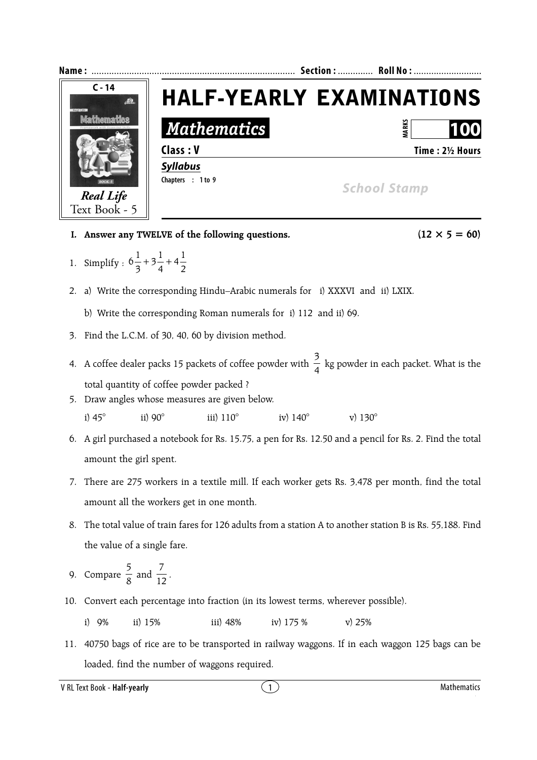**Name :** ................................................................................ **Section :** ............. **Roll No :** ..........................

C - 14

*Real Life*
Text Book - 5

# HALF-YEARLY EXAMINATIONS

## *Mathematics*

MARKS **100**

**Class : V** **Time : 2½ Hours**

***Syllabus***

**Chapters : 1 to 9**

*School Stamp*

**I. Answer any TWELVE of the following questions.** **(12 × 5 = 60)**

1. Simplify : $6\frac{1}{3} + 3\frac{1}{4} + 4\frac{1}{2}$

2. a) Write the corresponding Hindu–Arabic numerals for i) XXXVI and ii) LXIX.

   b) Write the corresponding Roman numerals for i) 112 and ii) 69.

3. Find the L.C.M. of 30, 40, 60 by division method.

4. A coffee dealer packs 15 packets of coffee powder with $\frac{3}{4}$ kg powder in each packet. What is the total quantity of coffee powder packed ?

5. Draw angles whose measures are given below.

   i) 45° ii) 90° iii) 110° iv) 140° v) 130°

6. A girl purchased a notebook for Rs. 15.75, a pen for Rs. 12.50 and a pencil for Rs. 2. Find the total amount the girl spent.

7. There are 275 workers in a textile mill. If each worker gets Rs. 3,478 per month, find the total amount all the workers get in one month.

8. The total value of train fares for 126 adults from a station A to another station B is Rs. 55,188. Find the value of a single fare.

9. Compare $\frac{5}{8}$ and $\frac{7}{12}$.

10. Convert each percentage into fraction (in its lowest terms, wherever possible).

    i) 9% ii) 15% iii) 48% iv) 175 % v) 25%

11. 40750 bags of rice are to be transported in railway waggons. If in each waggon 125 bags can be loaded, find the number of waggons required.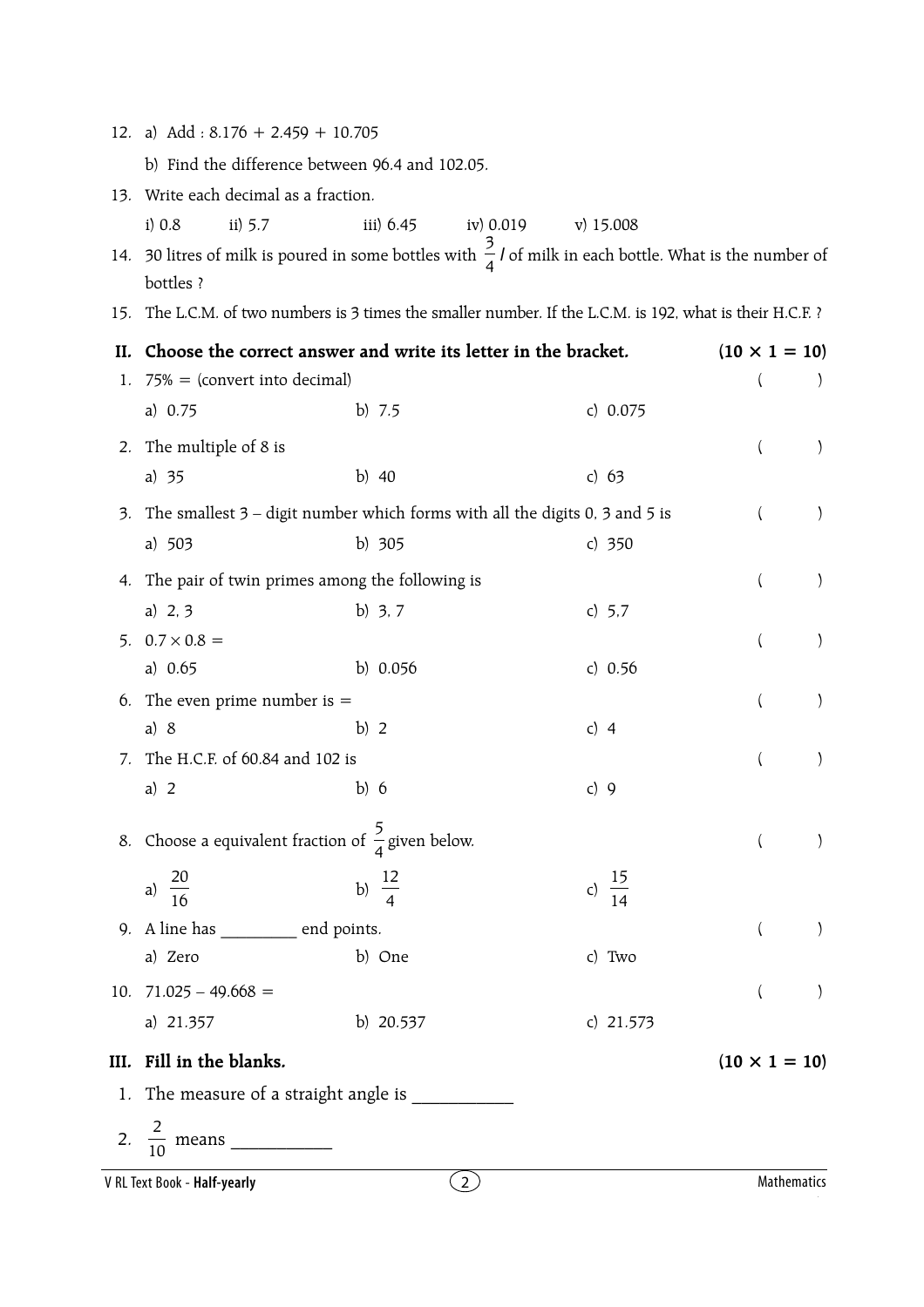12. a) Add : 8.176 + 2.459 + 10.705

    b) Find the difference between 96.4 and 102.05.

13. Write each decimal as a fraction.

    i) 0.8    ii) 5.7    iii) 6.45    iv) 0.019    v) 15.008

14. 30 litres of milk is poured in some bottles with $\frac{3}{4}$ *l* of milk in each bottle. What is the number of bottles ?

15. The L.C.M. of two numbers is 3 times the smaller number. If the L.C.M. is 192, what is their H.C.F. ?

**II. Choose the correct answer and write its letter in the bracket.** **(10 × 1 = 10)**

1. 75% = (convert into decimal) ( )

   a) 0.75    b) 7.5    c) 0.075

2. The multiple of 8 is ( )

   a) 35    b) 40    c) 63

3. The smallest 3 – digit number which forms with all the digits 0, 3 and 5 is ( )

   a) 503    b) 305    c) 350

4. The pair of twin primes among the following is ( )

   a) 2, 3    b) 3, 7    c) 5,7

5. $0.7 \times 0.8 =$ ( )

   a) 0.65    b) 0.056    c) 0.56

6. The even prime number is = ( )

   a) 8    b) 2    c) 4

7. The H.C.F. of 60.84 and 102 is ( )

   a) 2    b) 6    c) 9

8. Choose a equivalent fraction of $\frac{5}{4}$ given below. ( )

   a) $\frac{20}{16}$    b) $\frac{12}{4}$    c) $\frac{15}{14}$

9. A line has ________ end points. ( )

   a) Zero    b) One    c) Two

10. 71.025 – 49.668 = ( )

    a) 21.357    b) 20.537    c) 21.573

**III. Fill in the blanks.** **(10 × 1 = 10)**

1. The measure of a straight angle is __________

2. $\frac{2}{10}$ means __________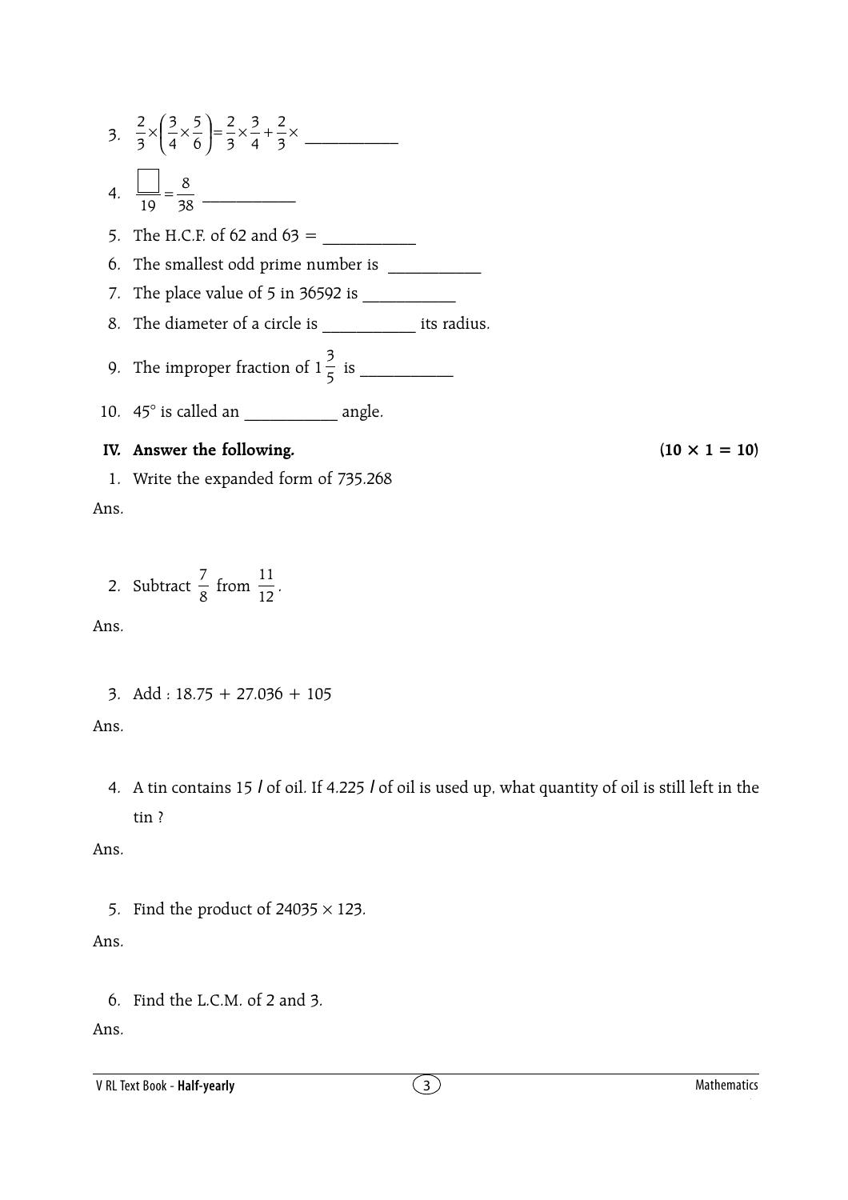3. $\frac{2}{3} \times \left(\frac{3}{4} \times \frac{5}{6}\right) = \frac{2}{3} \times \frac{3}{4} + \frac{2}{3} \times$ ___________

4. $\frac{\square}{19} = \frac{8}{38}$ ___________

5. The H.C.F. of 62 and 63 = ___________

6. The smallest odd prime number is ___________

7. The place value of 5 in 36592 is ___________

8. The diameter of a circle is ___________ its radius.

9. The improper fraction of $1\frac{3}{5}$ is ___________

10. $45°$ is called an ___________ angle.

**IV. Answer the following.** **(10 × 1 = 10)**

1. Write the expanded form of 735.268

Ans.

2. Subtract $\frac{7}{8}$ from $\frac{11}{12}$.

Ans.

3. Add : 18.75 + 27.036 + 105

Ans.

4. A tin contains 15 *l* of oil. If 4.225 *l* of oil is used up, what quantity of oil is still left in the tin ?

Ans.

5. Find the product of $24035 \times 123$.

Ans.

6. Find the L.C.M. of 2 and 3.

Ans.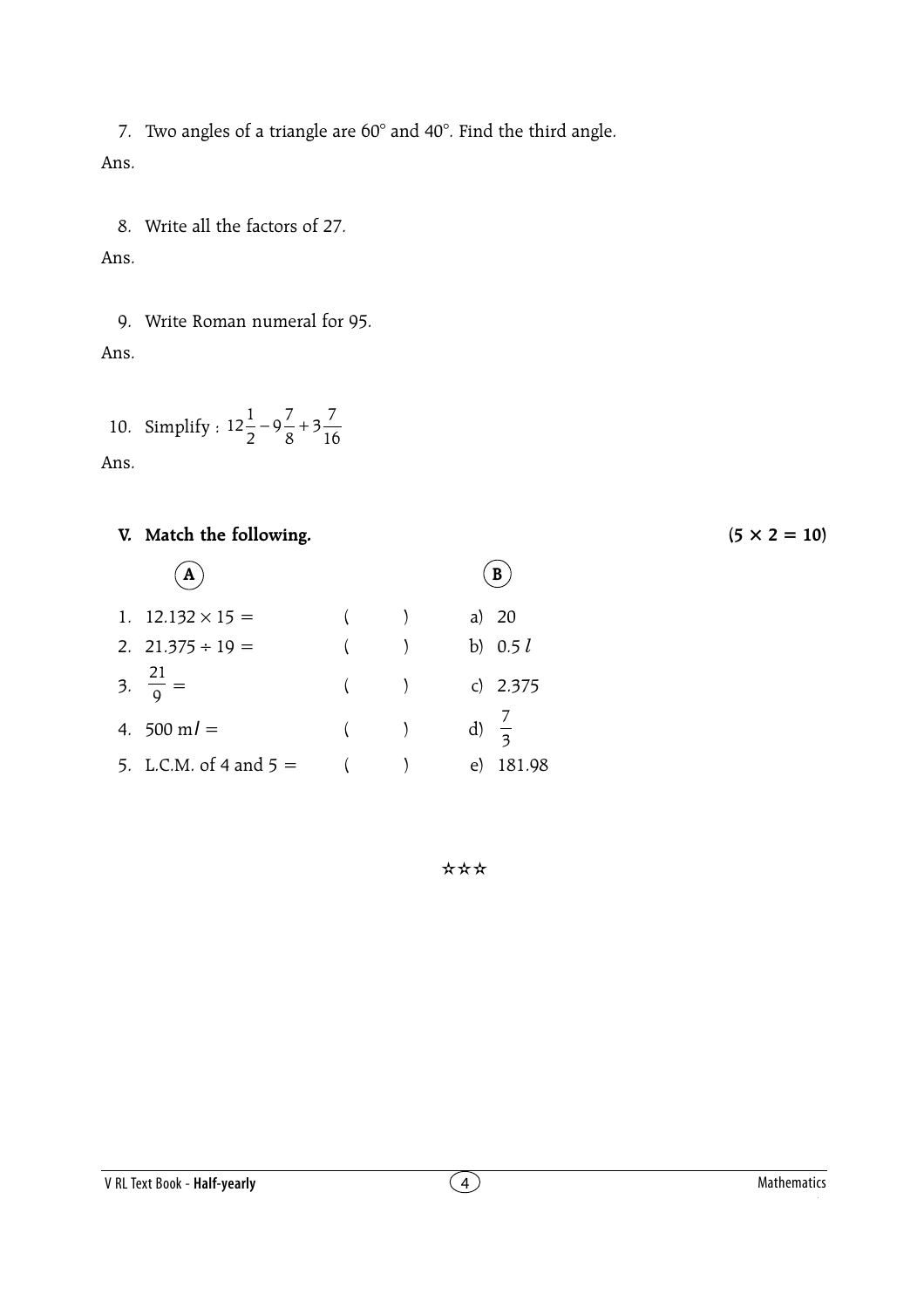7. Two angles of a triangle are 60° and 40°. Find the third angle.

Ans.

8. Write all the factors of 27.

Ans.

9. Write Roman numeral for 95.

Ans.

10. Simplify : $12\frac{1}{2} - 9\frac{7}{8} + 3\frac{7}{16}$

Ans.

**V. Match the following.** **(5 × 2 = 10)**

| A | | B |
|---|---|---|
| 1. $12.132 \times 15 =$ | ( ) | a) 20 |
| 2. $21.375 \div 19 =$ | ( ) | b) 0.5 $l$ |
| 3. $\frac{21}{9} =$ | ( ) | c) 2.375 |
| 4. 500 m$l$ = | ( ) | d) $\frac{7}{3}$ |
| 5. L.C.M. of 4 and 5 = | ( ) | e) 181.98 |

☆☆☆